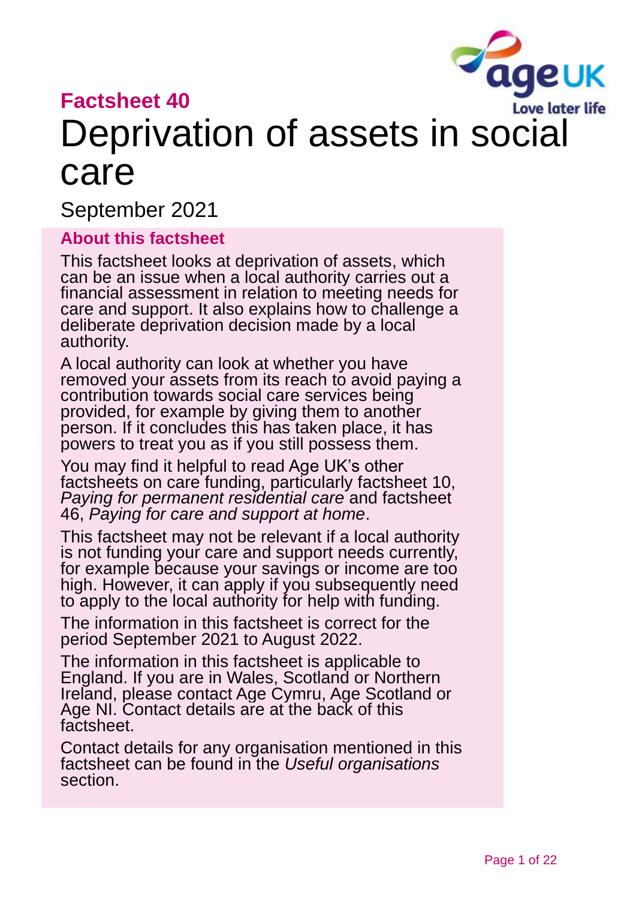**Factsheet 40**

# Deprivation of assets in social care

September 2021

## About this factsheet

This factsheet looks at deprivation of assets, which can be an issue when a local authority carries out a financial assessment in relation to meeting needs for care and support. It also explains how to challenge a deliberate deprivation decision made by a local authority.

A local authority can look at whether you have removed your assets from its reach to avoid paying a contribution towards social care services being provided, for example by giving them to another person. If it concludes this has taken place, it has powers to treat you as if you still possess them.

You may find it helpful to read Age UK's other factsheets on care funding, particularly factsheet 10, *Paying for permanent residential care* and factsheet 46, *Paying for care and support at home*.

This factsheet may not be relevant if a local authority is not funding your care and support needs currently, for example because your savings or income are too high. However, it can apply if you subsequently need to apply to the local authority for help with funding.

The information in this factsheet is correct for the period September 2021 to August 2022.

The information in this factsheet is applicable to England. If you are in Wales, Scotland or Northern Ireland, please contact Age Cymru, Age Scotland or Age NI. Contact details are at the back of this factsheet.

Contact details for any organisation mentioned in this factsheet can be found in the *Useful organisations* section.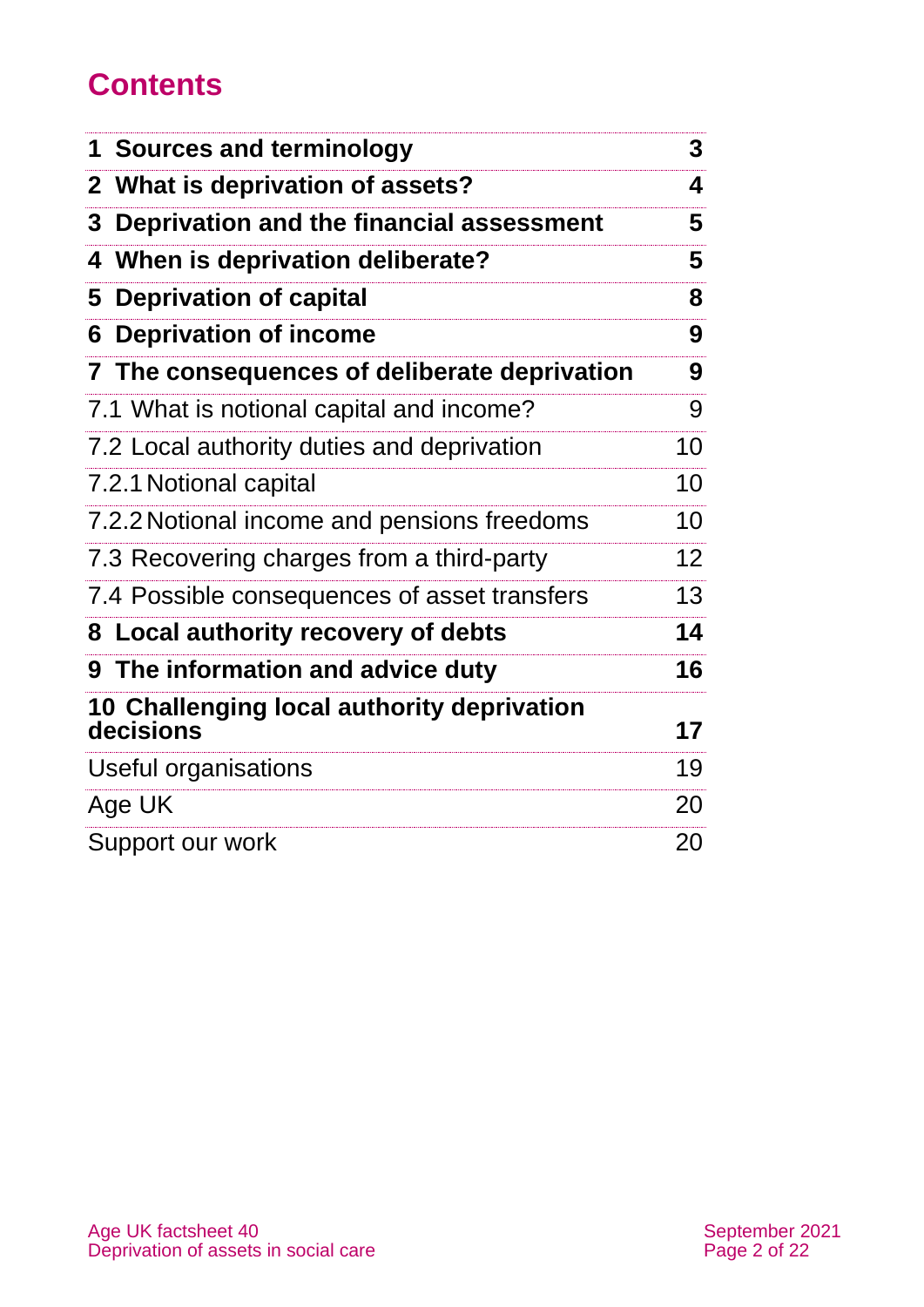# Contents

| | |
|---|---|
| **1 Sources and terminology** | **3** |
| **2 What is deprivation of assets?** | **4** |
| **3 Deprivation and the financial assessment** | **5** |
| **4 When is deprivation deliberate?** | **5** |
| **5 Deprivation of capital** | **8** |
| **6 Deprivation of income** | **9** |
| **7 The consequences of deliberate deprivation** | **9** |
| 7.1 What is notional capital and income? | 9 |
| 7.2 Local authority duties and deprivation | 10 |
| 7.2.1 Notional capital | 10 |
| 7.2.2 Notional income and pensions freedoms | 10 |
| 7.3 Recovering charges from a third-party | 12 |
| 7.4 Possible consequences of asset transfers | 13 |
| **8 Local authority recovery of debts** | **14** |
| **9 The information and advice duty** | **16** |
| **10 Challenging local authority deprivation decisions** | **17** |
| Useful organisations | 19 |
| Age UK | 20 |
| Support our work | 20 |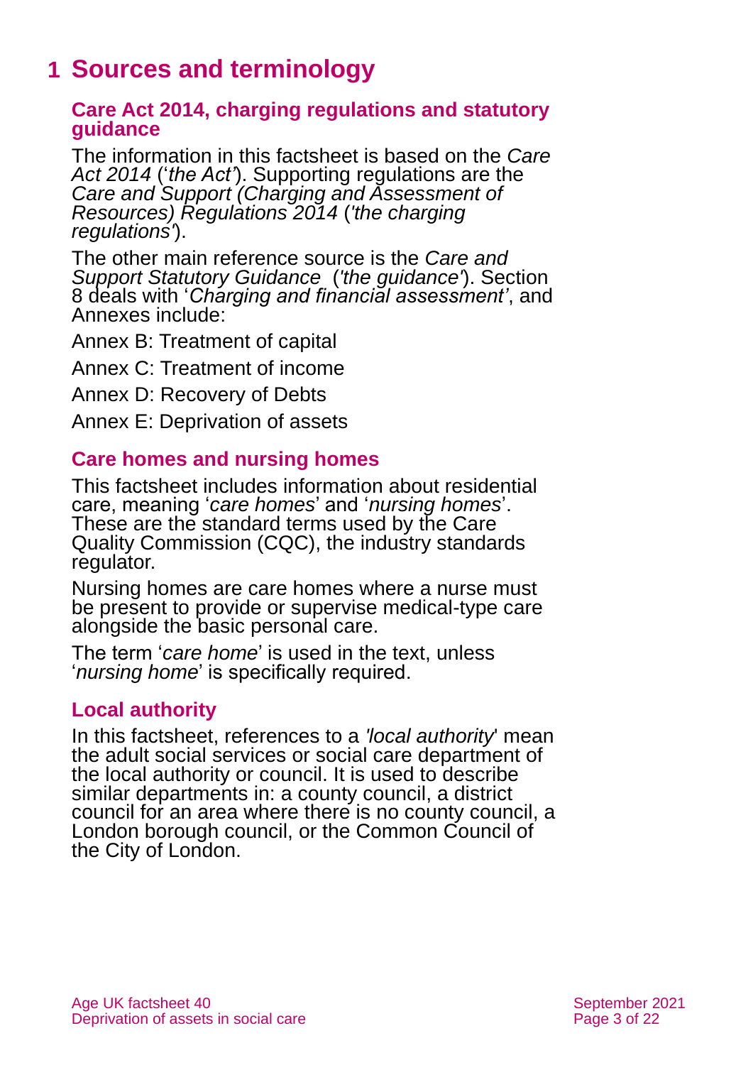# 1 Sources and terminology

## Care Act 2014, charging regulations and statutory guidance

The information in this factsheet is based on the *Care Act 2014* ('*the Act*'). Supporting regulations are the *Care and Support (Charging and Assessment of Resources) Regulations 2014* (*'the charging regulations'*).

The other main reference source is the *Care and Support Statutory Guidance* (*'the guidance'*). Section 8 deals with '*Charging and financial assessment'*, and Annexes include:

Annex B: Treatment of capital

Annex C: Treatment of income

Annex D: Recovery of Debts

Annex E: Deprivation of assets

## Care homes and nursing homes

This factsheet includes information about residential care, meaning '*care homes*' and '*nursing homes*'. These are the standard terms used by the Care Quality Commission (CQC), the industry standards regulator.

Nursing homes are care homes where a nurse must be present to provide or supervise medical-type care alongside the basic personal care.

The term '*care home*' is used in the text, unless '*nursing home*' is specifically required.

## Local authority

In this factsheet, references to a *'local authority'* mean the adult social services or social care department of the local authority or council. It is used to describe similar departments in: a county council, a district council for an area where there is no county council, a London borough council, or the Common Council of the City of London.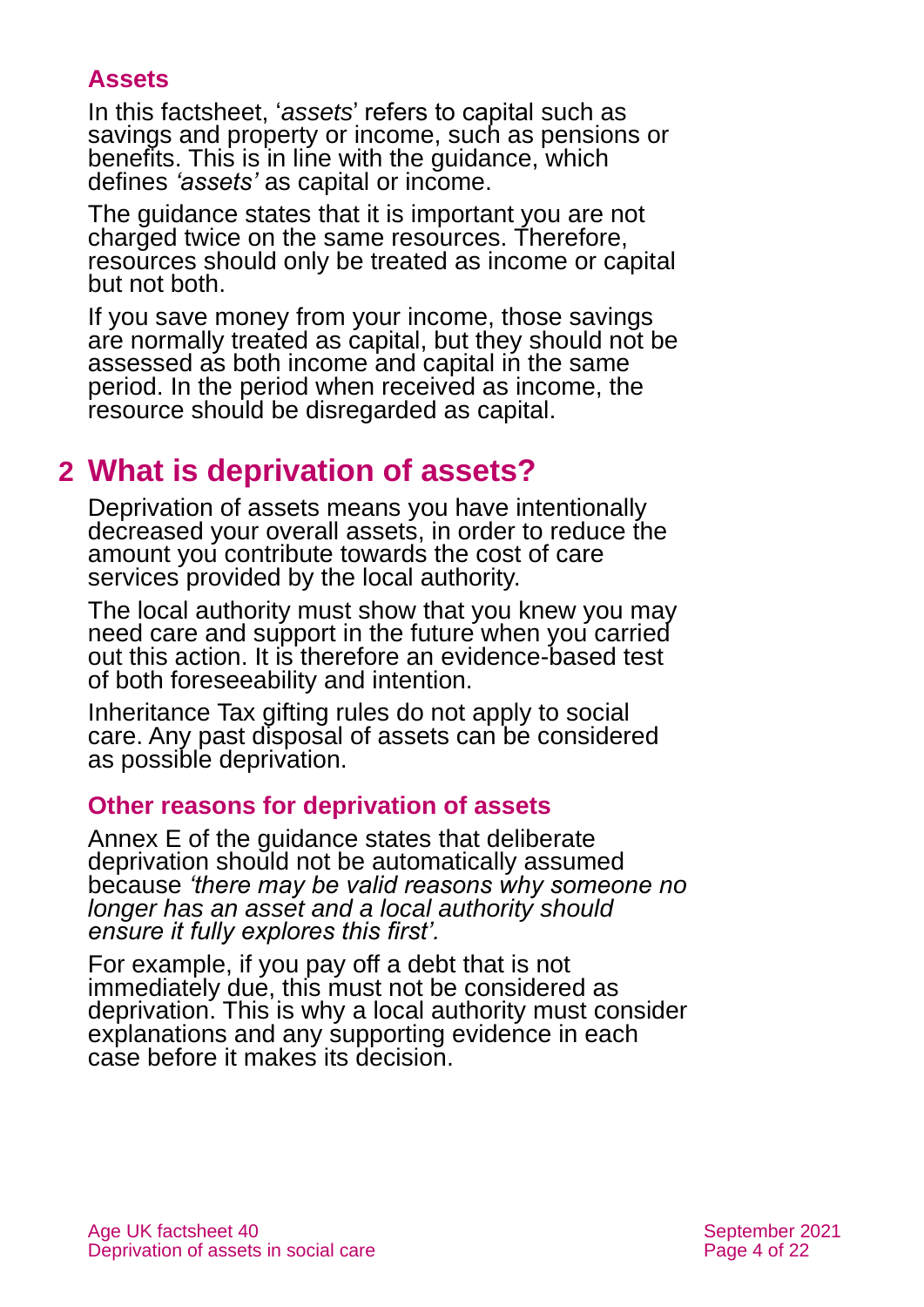### Assets

In this factsheet, '*assets*' refers to capital such as savings and property or income, such as pensions or benefits. This is in line with the guidance, which defines *'assets'* as capital or income.

The guidance states that it is important you are not charged twice on the same resources. Therefore, resources should only be treated as income or capital but not both.

If you save money from your income, those savings are normally treated as capital, but they should not be assessed as both income and capital in the same period. In the period when received as income, the resource should be disregarded as capital.

## 2 What is deprivation of assets?

Deprivation of assets means you have intentionally decreased your overall assets, in order to reduce the amount you contribute towards the cost of care services provided by the local authority.

The local authority must show that you knew you may need care and support in the future when you carried out this action. It is therefore an evidence-based test of both foreseeability and intention.

Inheritance Tax gifting rules do not apply to social care. Any past disposal of assets can be considered as possible deprivation.

### Other reasons for deprivation of assets

Annex E of the guidance states that deliberate deprivation should not be automatically assumed because *'there may be valid reasons why someone no longer has an asset and a local authority should ensure it fully explores this first'.*

For example, if you pay off a debt that is not immediately due, this must not be considered as deprivation. This is why a local authority must consider explanations and any supporting evidence in each case before it makes its decision.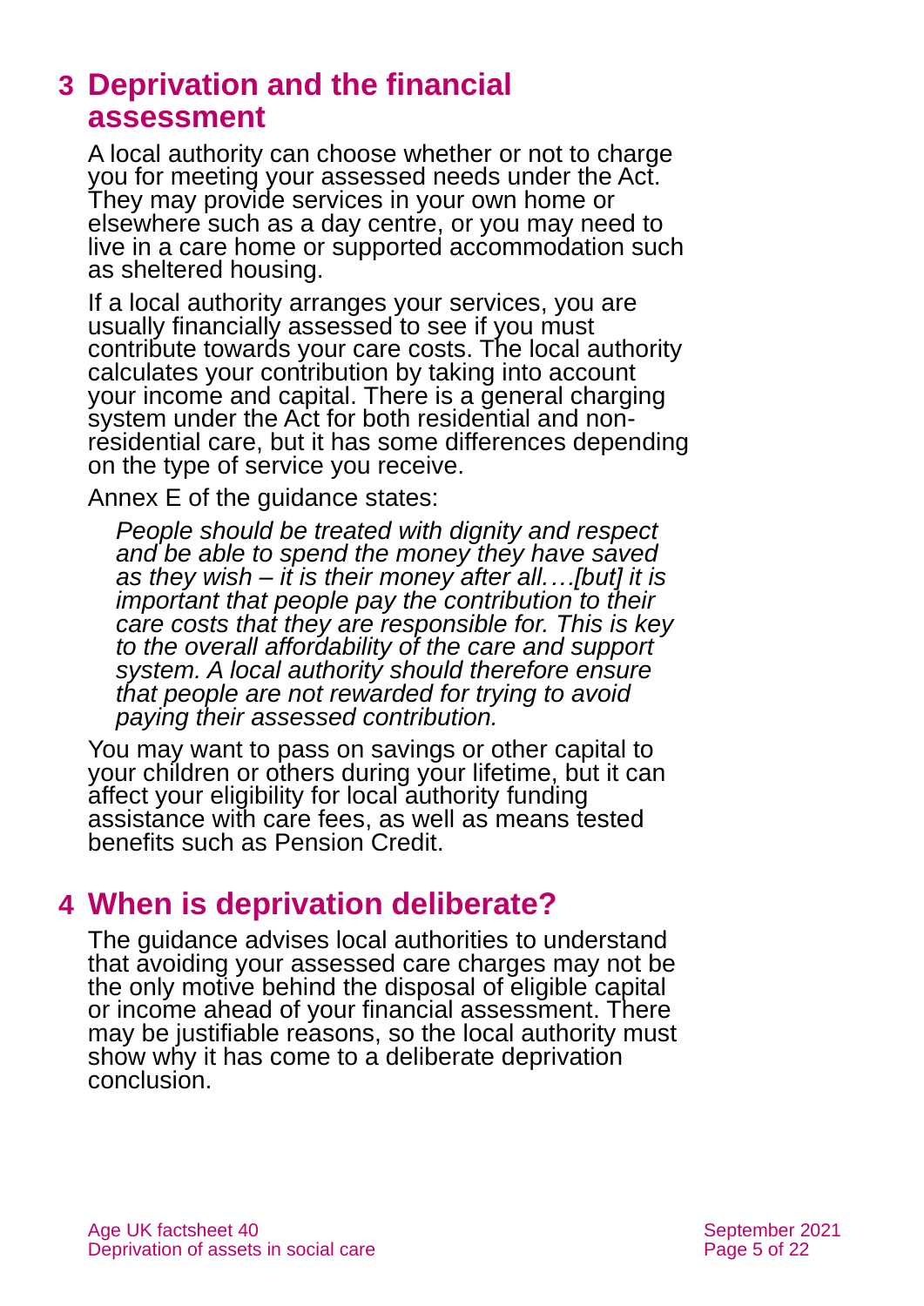## 3 Deprivation and the financial assessment

A local authority can choose whether or not to charge you for meeting your assessed needs under the Act. They may provide services in your own home or elsewhere such as a day centre, or you may need to live in a care home or supported accommodation such as sheltered housing.

If a local authority arranges your services, you are usually financially assessed to see if you must contribute towards your care costs. The local authority calculates your contribution by taking into account your income and capital. There is a general charging system under the Act for both residential and non-residential care, but it has some differences depending on the type of service you receive.

Annex E of the guidance states:

> *People should be treated with dignity and respect and be able to spend the money they have saved as they wish – it is their money after all.…[but] it is important that people pay the contribution to their care costs that they are responsible for. This is key to the overall affordability of the care and support system. A local authority should therefore ensure that people are not rewarded for trying to avoid paying their assessed contribution.*

You may want to pass on savings or other capital to your children or others during your lifetime, but it can affect your eligibility for local authority funding assistance with care fees, as well as means tested benefits such as Pension Credit.

## 4 When is deprivation deliberate?

The guidance advises local authorities to understand that avoiding your assessed care charges may not be the only motive behind the disposal of eligible capital or income ahead of your financial assessment. There may be justifiable reasons, so the local authority must show why it has come to a deliberate deprivation conclusion.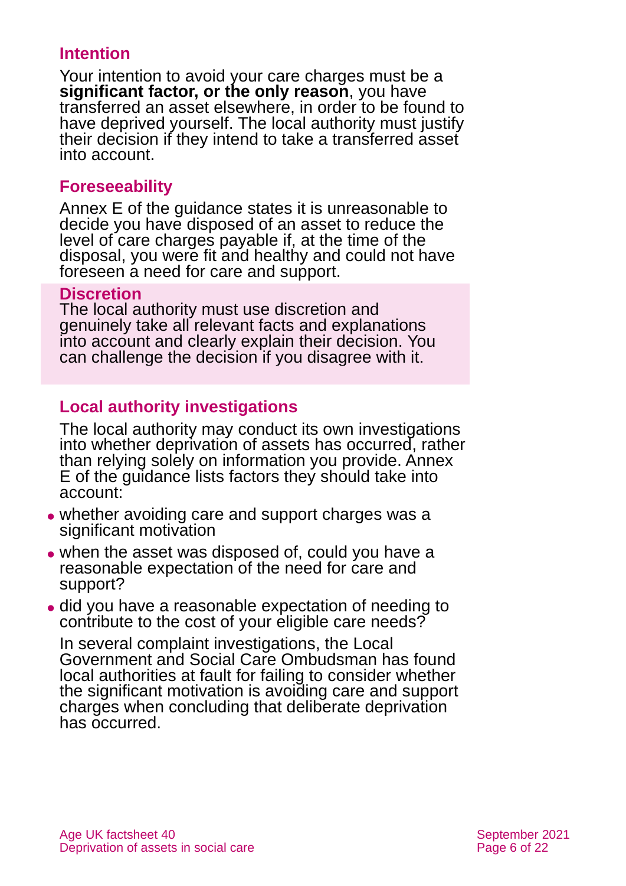### Intention

Your intention to avoid your care charges must be a **significant factor, or the only reason**, you have transferred an asset elsewhere, in order to be found to have deprived yourself. The local authority must justify their decision if they intend to take a transferred asset into account.

### Foreseeability

Annex E of the guidance states it is unreasonable to decide you have disposed of an asset to reduce the level of care charges payable if, at the time of the disposal, you were fit and healthy and could not have foreseen a need for care and support.

### Discretion

The local authority must use discretion and genuinely take all relevant facts and explanations into account and clearly explain their decision. You can challenge the decision if you disagree with it.

### Local authority investigations

The local authority may conduct its own investigations into whether deprivation of assets has occurred, rather than relying solely on information you provide. Annex E of the guidance lists factors they should take into account:

- whether avoiding care and support charges was a significant motivation
- when the asset was disposed of, could you have a reasonable expectation of the need for care and support?
- did you have a reasonable expectation of needing to contribute to the cost of your eligible care needs?

In several complaint investigations, the Local Government and Social Care Ombudsman has found local authorities at fault for failing to consider whether the significant motivation is avoiding care and support charges when concluding that deliberate deprivation has occurred.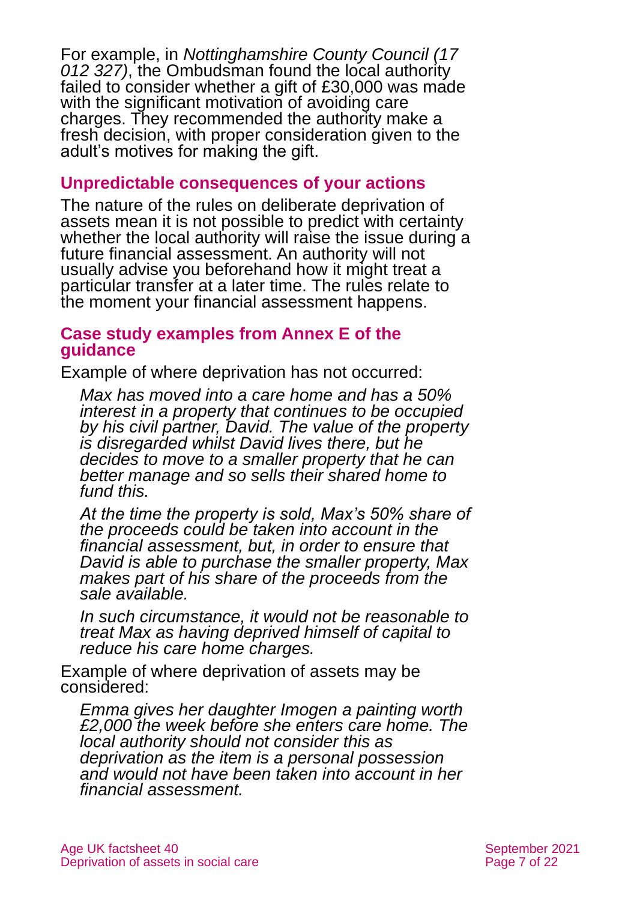For example, in *Nottinghamshire County Council (17 012 327)*, the Ombudsman found the local authority failed to consider whether a gift of £30,000 was made with the significant motivation of avoiding care charges. They recommended the authority make a fresh decision, with proper consideration given to the adult's motives for making the gift.

## Unpredictable consequences of your actions

The nature of the rules on deliberate deprivation of assets mean it is not possible to predict with certainty whether the local authority will raise the issue during a future financial assessment. An authority will not usually advise you beforehand how it might treat a particular transfer at a later time. The rules relate to the moment your financial assessment happens.

### Case study examples from Annex E of the guidance

Example of where deprivation has not occurred:

> *Max has moved into a care home and has a 50% interest in a property that continues to be occupied by his civil partner, David. The value of the property is disregarded whilst David lives there, but he decides to move to a smaller property that he can better manage and so sells their shared home to fund this.*
>
> *At the time the property is sold, Max's 50% share of the proceeds could be taken into account in the financial assessment, but, in order to ensure that David is able to purchase the smaller property, Max makes part of his share of the proceeds from the sale available.*
>
> *In such circumstance, it would not be reasonable to treat Max as having deprived himself of capital to reduce his care home charges.*

Example of where deprivation of assets may be considered:

> *Emma gives her daughter Imogen a painting worth £2,000 the week before she enters care home. The local authority should not consider this as deprivation as the item is a personal possession and would not have been taken into account in her financial assessment.*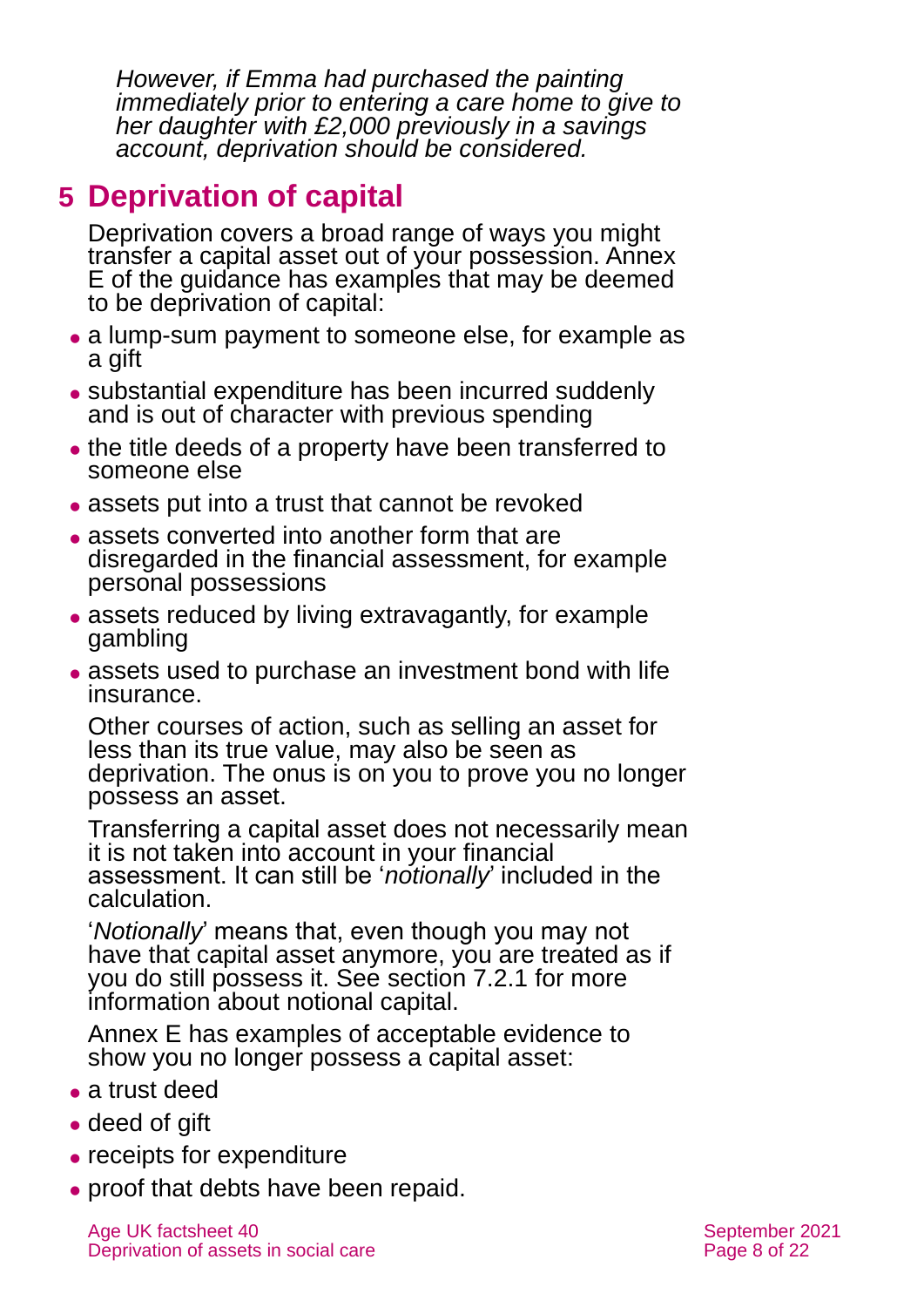*However, if Emma had purchased the painting immediately prior to entering a care home to give to her daughter with £2,000 previously in a savings account, deprivation should be considered.*

# 5 Deprivation of capital

Deprivation covers a broad range of ways you might transfer a capital asset out of your possession. Annex E of the guidance has examples that may be deemed to be deprivation of capital:

- a lump-sum payment to someone else, for example as a gift
- substantial expenditure has been incurred suddenly and is out of character with previous spending
- the title deeds of a property have been transferred to someone else
- assets put into a trust that cannot be revoked
- assets converted into another form that are disregarded in the financial assessment, for example personal possessions
- assets reduced by living extravagantly, for example gambling
- assets used to purchase an investment bond with life insurance.

Other courses of action, such as selling an asset for less than its true value, may also be seen as deprivation. The onus is on you to prove you no longer possess an asset.

Transferring a capital asset does not necessarily mean it is not taken into account in your financial assessment. It can still be '*notionally*' included in the calculation.

'*Notionally*' means that, even though you may not have that capital asset anymore, you are treated as if you do still possess it. See section 7.2.1 for more information about notional capital.

Annex E has examples of acceptable evidence to show you no longer possess a capital asset:

- a trust deed
- deed of gift
- receipts for expenditure
- proof that debts have been repaid.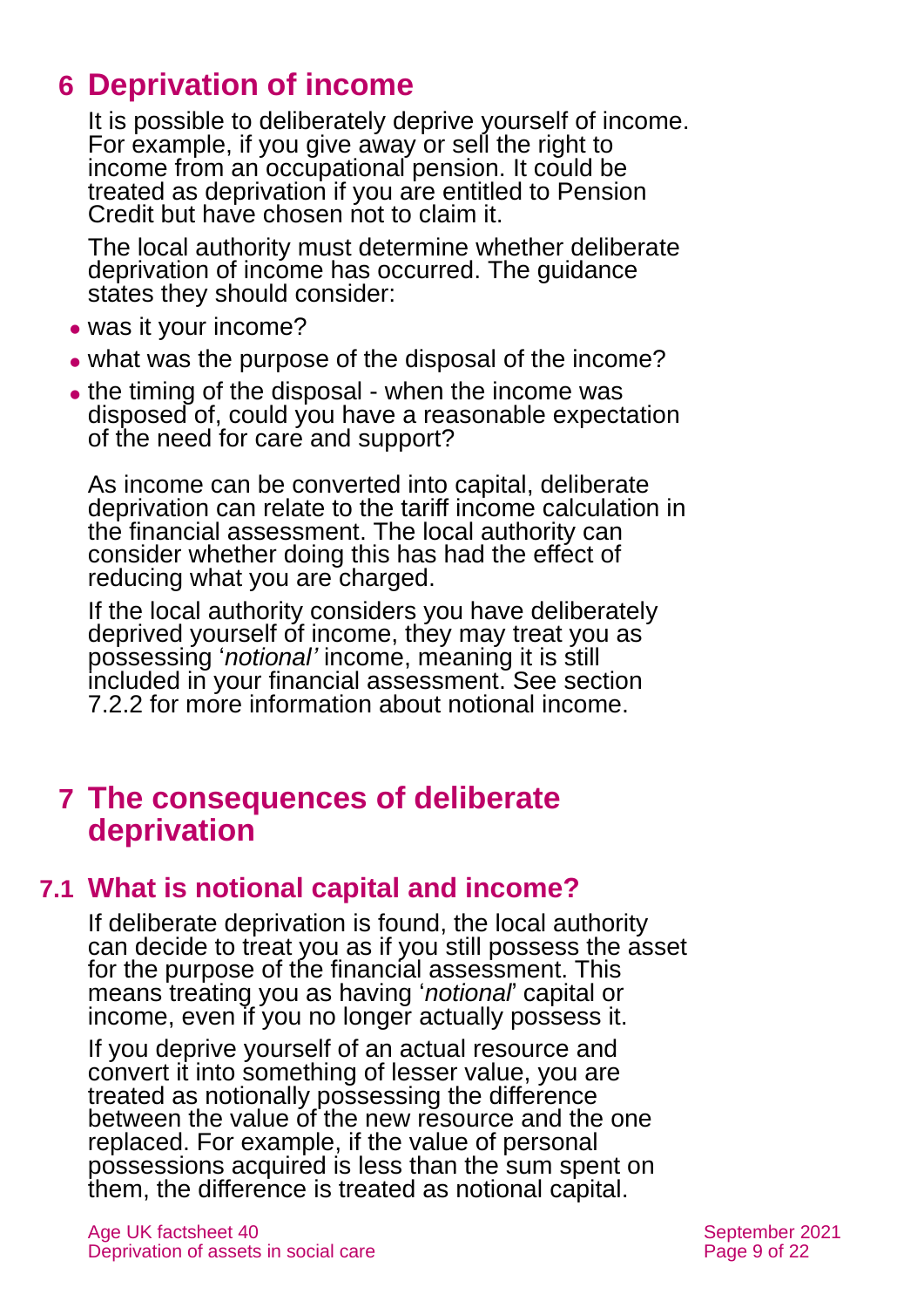# 6 Deprivation of income

It is possible to deliberately deprive yourself of income. For example, if you give away or sell the right to income from an occupational pension. It could be treated as deprivation if you are entitled to Pension Credit but have chosen not to claim it.

The local authority must determine whether deliberate deprivation of income has occurred. The guidance states they should consider:

- was it your income?
- what was the purpose of the disposal of the income?
- the timing of the disposal - when the income was disposed of, could you have a reasonable expectation of the need for care and support?

As income can be converted into capital, deliberate deprivation can relate to the tariff income calculation in the financial assessment. The local authority can consider whether doing this has had the effect of reducing what you are charged.

If the local authority considers you have deliberately deprived yourself of income, they may treat you as possessing '*notional'* income, meaning it is still included in your financial assessment. See section 7.2.2 for more information about notional income.

# 7 The consequences of deliberate deprivation

## 7.1 What is notional capital and income?

If deliberate deprivation is found, the local authority can decide to treat you as if you still possess the asset for the purpose of the financial assessment. This means treating you as having '*notional*' capital or income, even if you no longer actually possess it.

If you deprive yourself of an actual resource and convert it into something of lesser value, you are treated as notionally possessing the difference between the value of the new resource and the one replaced. For example, if the value of personal possessions acquired is less than the sum spent on them, the difference is treated as notional capital.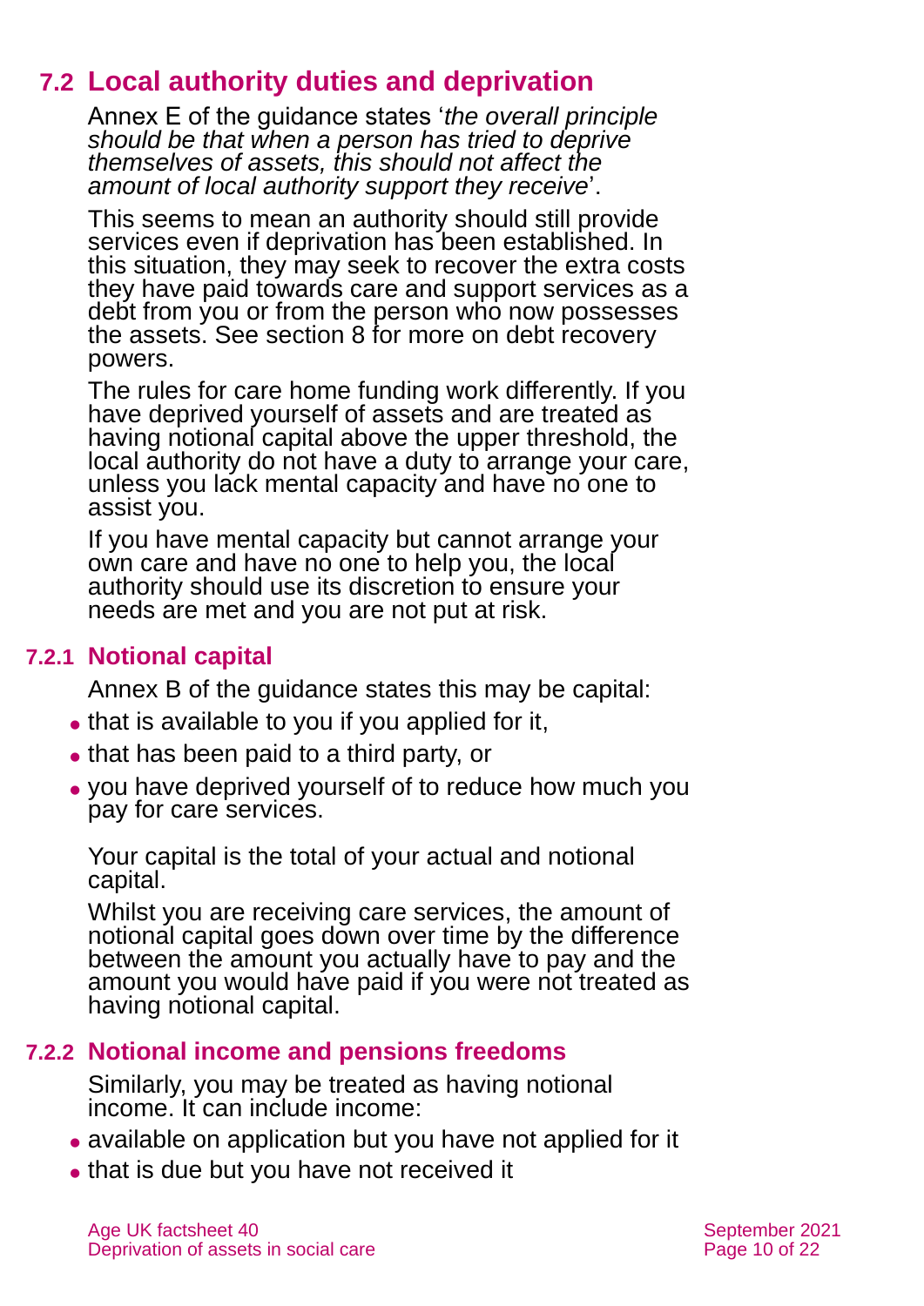## 7.2 Local authority duties and deprivation

Annex E of the guidance states '*the overall principle should be that when a person has tried to deprive themselves of assets, this should not affect the amount of local authority support they receive*'.

This seems to mean an authority should still provide services even if deprivation has been established. In this situation, they may seek to recover the extra costs they have paid towards care and support services as a debt from you or from the person who now possesses the assets. See section 8 for more on debt recovery powers.

The rules for care home funding work differently. If you have deprived yourself of assets and are treated as having notional capital above the upper threshold, the local authority do not have a duty to arrange your care, unless you lack mental capacity and have no one to assist you.

If you have mental capacity but cannot arrange your own care and have no one to help you, the local authority should use its discretion to ensure your needs are met and you are not put at risk.

### 7.2.1 Notional capital

Annex B of the guidance states this may be capital:

- that is available to you if you applied for it,
- that has been paid to a third party, or
- you have deprived yourself of to reduce how much you pay for care services.

Your capital is the total of your actual and notional capital.

Whilst you are receiving care services, the amount of notional capital goes down over time by the difference between the amount you actually have to pay and the amount you would have paid if you were not treated as having notional capital.

### 7.2.2 Notional income and pensions freedoms

Similarly, you may be treated as having notional income. It can include income:

- available on application but you have not applied for it
- that is due but you have not received it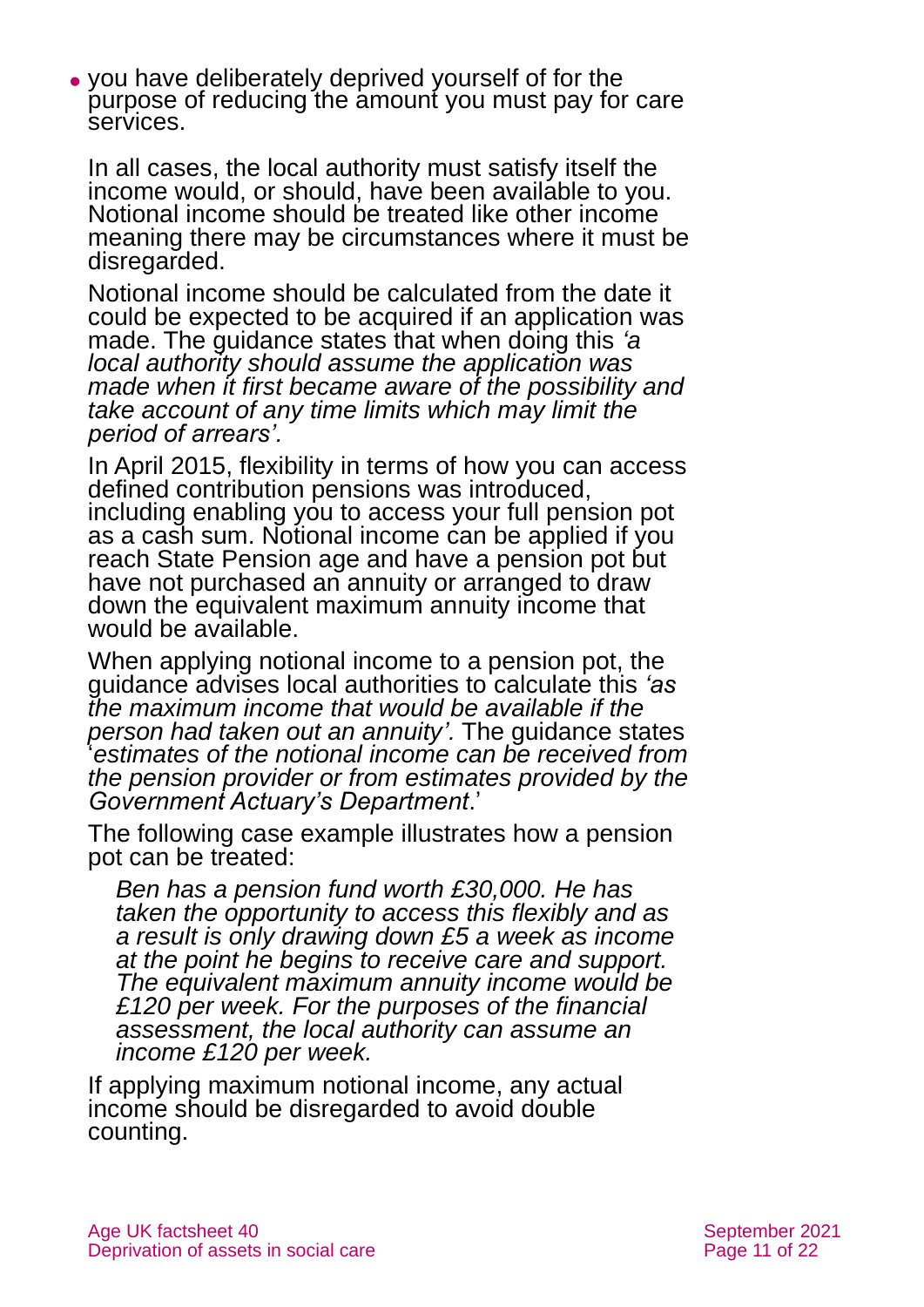- you have deliberately deprived yourself of for the purpose of reducing the amount you must pay for care services.

In all cases, the local authority must satisfy itself the income would, or should, have been available to you. Notional income should be treated like other income meaning there may be circumstances where it must be disregarded.

Notional income should be calculated from the date it could be expected to be acquired if an application was made. The guidance states that when doing this *'a local authority should assume the application was made when it first became aware of the possibility and take account of any time limits which may limit the period of arrears'.*

In April 2015, flexibility in terms of how you can access defined contribution pensions was introduced, including enabling you to access your full pension pot as a cash sum. Notional income can be applied if you reach State Pension age and have a pension pot but have not purchased an annuity or arranged to draw down the equivalent maximum annuity income that would be available.

When applying notional income to a pension pot, the guidance advises local authorities to calculate this *'as the maximum income that would be available if the person had taken out an annuity'.* The guidance states '*estimates of the notional income can be received from the pension provider or from estimates provided by the Government Actuary's Department*.'

The following case example illustrates how a pension pot can be treated:

> *Ben has a pension fund worth £30,000. He has taken the opportunity to access this flexibly and as a result is only drawing down £5 a week as income at the point he begins to receive care and support. The equivalent maximum annuity income would be £120 per week. For the purposes of the financial assessment, the local authority can assume an income £120 per week.*

If applying maximum notional income, any actual income should be disregarded to avoid double counting.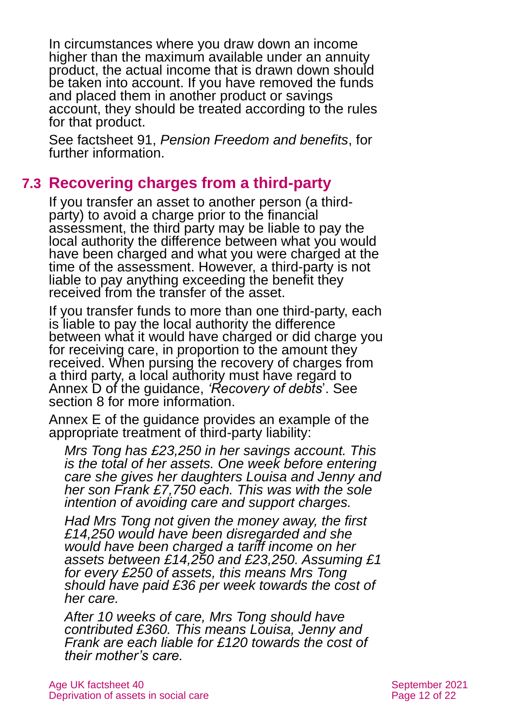In circumstances where you draw down an income higher than the maximum available under an annuity product, the actual income that is drawn down should be taken into account. If you have removed the funds and placed them in another product or savings account, they should be treated according to the rules for that product.

See factsheet 91, *Pension Freedom and benefits*, for further information.

## 7.3 Recovering charges from a third-party

If you transfer an asset to another person (a third-party) to avoid a charge prior to the financial assessment, the third party may be liable to pay the local authority the difference between what you would have been charged and what you were charged at the time of the assessment. However, a third-party is not liable to pay anything exceeding the benefit they received from the transfer of the asset.

If you transfer funds to more than one third-party, each is liable to pay the local authority the difference between what it would have charged or did charge you for receiving care, in proportion to the amount they received. When pursing the recovery of charges from a third party, a local authority must have regard to Annex D of the guidance, *'Recovery of debts*'. See section 8 for more information.

Annex E of the guidance provides an example of the appropriate treatment of third-party liability:

> *Mrs Tong has £23,250 in her savings account. This is the total of her assets. One week before entering care she gives her daughters Louisa and Jenny and her son Frank £7,750 each. This was with the sole intention of avoiding care and support charges.*
>
> *Had Mrs Tong not given the money away, the first £14,250 would have been disregarded and she would have been charged a tariff income on her assets between £14,250 and £23,250. Assuming £1 for every £250 of assets, this means Mrs Tong should have paid £36 per week towards the cost of her care.*
>
> *After 10 weeks of care, Mrs Tong should have contributed £360. This means Louisa, Jenny and Frank are each liable for £120 towards the cost of their mother's care.*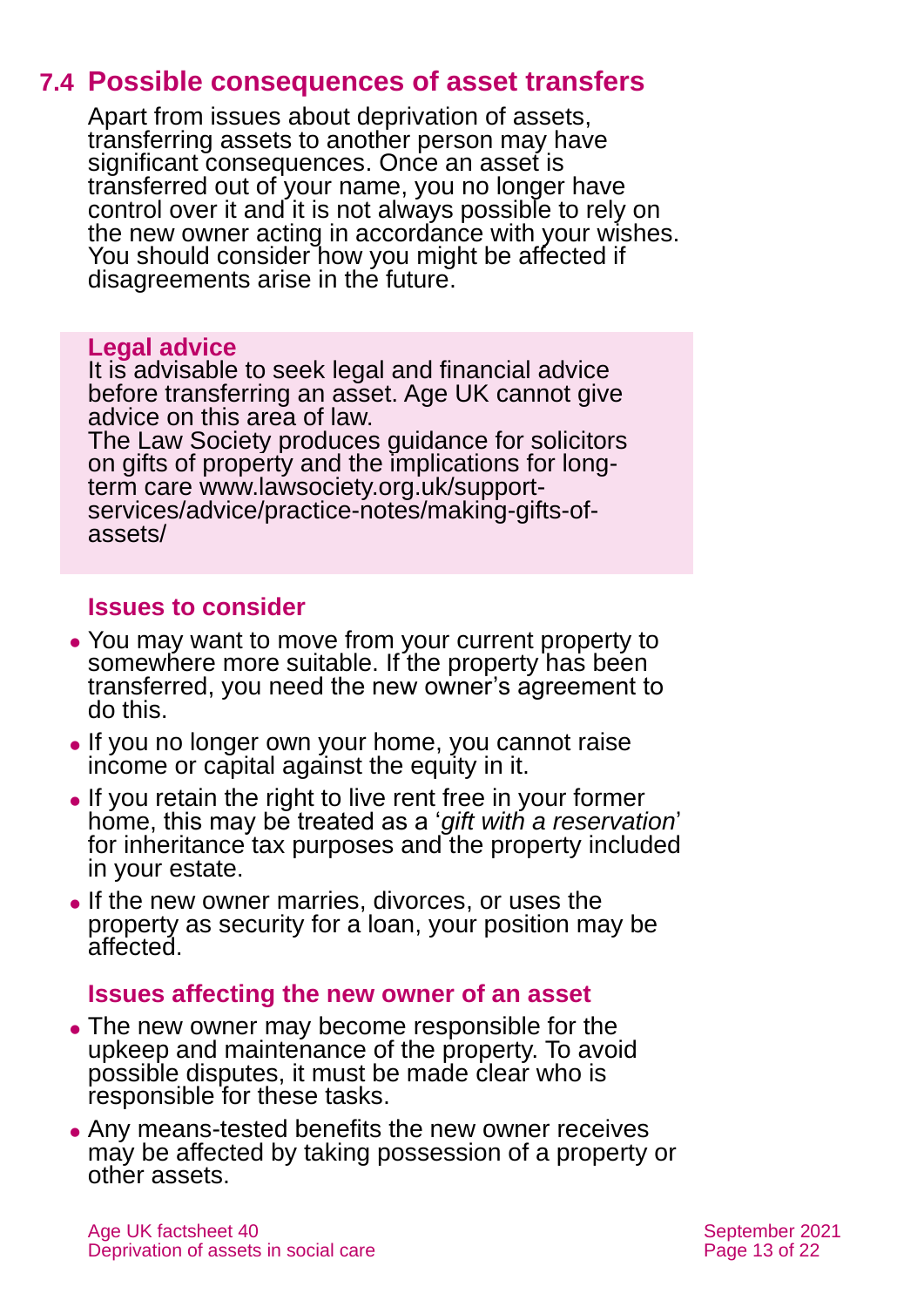## 7.4 Possible consequences of asset transfers

Apart from issues about deprivation of assets, transferring assets to another person may have significant consequences. Once an asset is transferred out of your name, you no longer have control over it and it is not always possible to rely on the new owner acting in accordance with your wishes. You should consider how you might be affected if disagreements arise in the future.

**Legal advice**

It is advisable to seek legal and financial advice before transferring an asset. Age UK cannot give advice on this area of law.

The Law Society produces guidance for solicitors on gifts of property and the implications for long-term care www.lawsociety.org.uk/support-services/advice/practice-notes/making-gifts-of-assets/

### Issues to consider

- You may want to move from your current property to somewhere more suitable. If the property has been transferred, you need the new owner's agreement to do this.
- If you no longer own your home, you cannot raise income or capital against the equity in it.
- If you retain the right to live rent free in your former home, this may be treated as a '*gift with a reservation*' for inheritance tax purposes and the property included in your estate.
- If the new owner marries, divorces, or uses the property as security for a loan, your position may be affected.

### Issues affecting the new owner of an asset

- The new owner may become responsible for the upkeep and maintenance of the property. To avoid possible disputes, it must be made clear who is responsible for these tasks.
- Any means-tested benefits the new owner receives may be affected by taking possession of a property or other assets.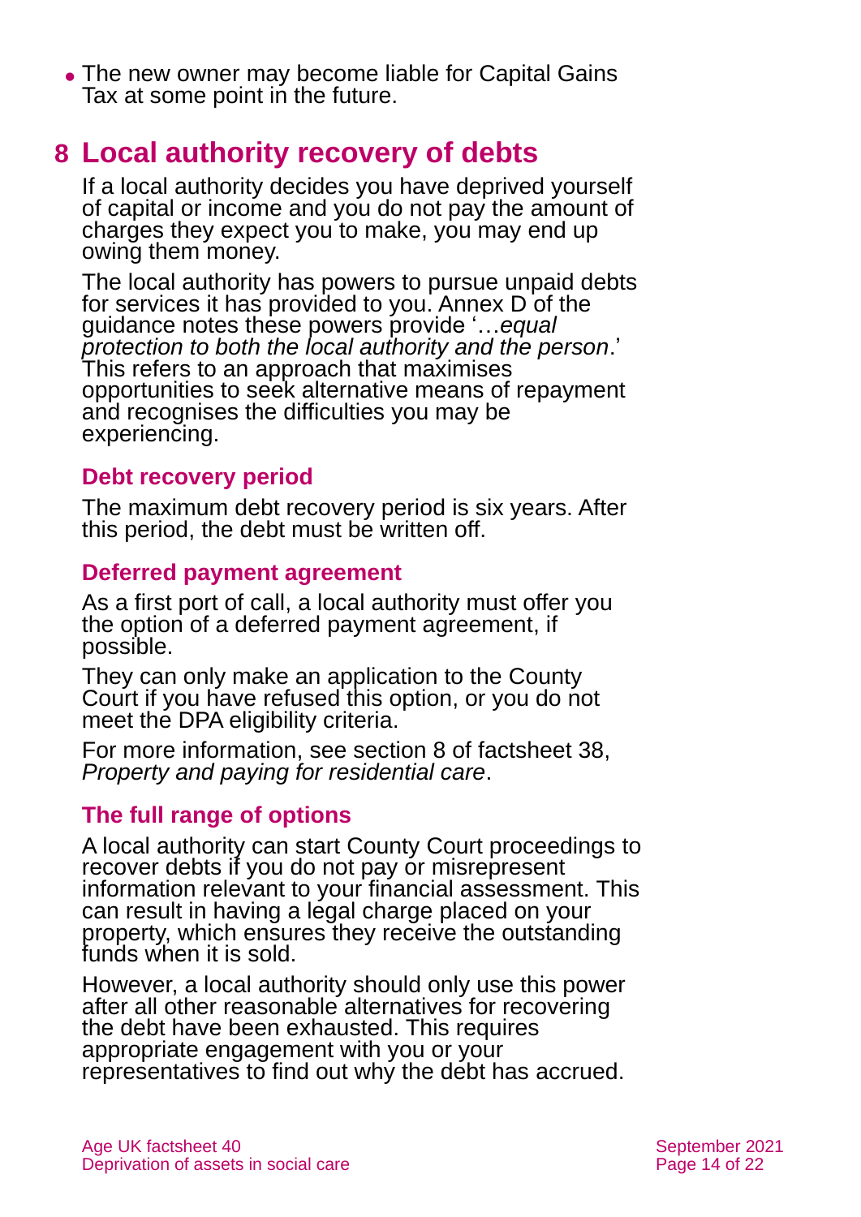- The new owner may become liable for Capital Gains Tax at some point in the future.

# 8 Local authority recovery of debts

If a local authority decides you have deprived yourself of capital or income and you do not pay the amount of charges they expect you to make, you may end up owing them money.

The local authority has powers to pursue unpaid debts for services it has provided to you. Annex D of the guidance notes these powers provide '…*equal protection to both the local authority and the person*.' This refers to an approach that maximises opportunities to seek alternative means of repayment and recognises the difficulties you may be experiencing.

## Debt recovery period

The maximum debt recovery period is six years. After this period, the debt must be written off.

## Deferred payment agreement

As a first port of call, a local authority must offer you the option of a deferred payment agreement, if possible.

They can only make an application to the County Court if you have refused this option, or you do not meet the DPA eligibility criteria.

For more information, see section 8 of factsheet 38, *Property and paying for residential care*.

## The full range of options

A local authority can start County Court proceedings to recover debts if you do not pay or misrepresent information relevant to your financial assessment. This can result in having a legal charge placed on your property, which ensures they receive the outstanding funds when it is sold.

However, a local authority should only use this power after all other reasonable alternatives for recovering the debt have been exhausted. This requires appropriate engagement with you or your representatives to find out why the debt has accrued.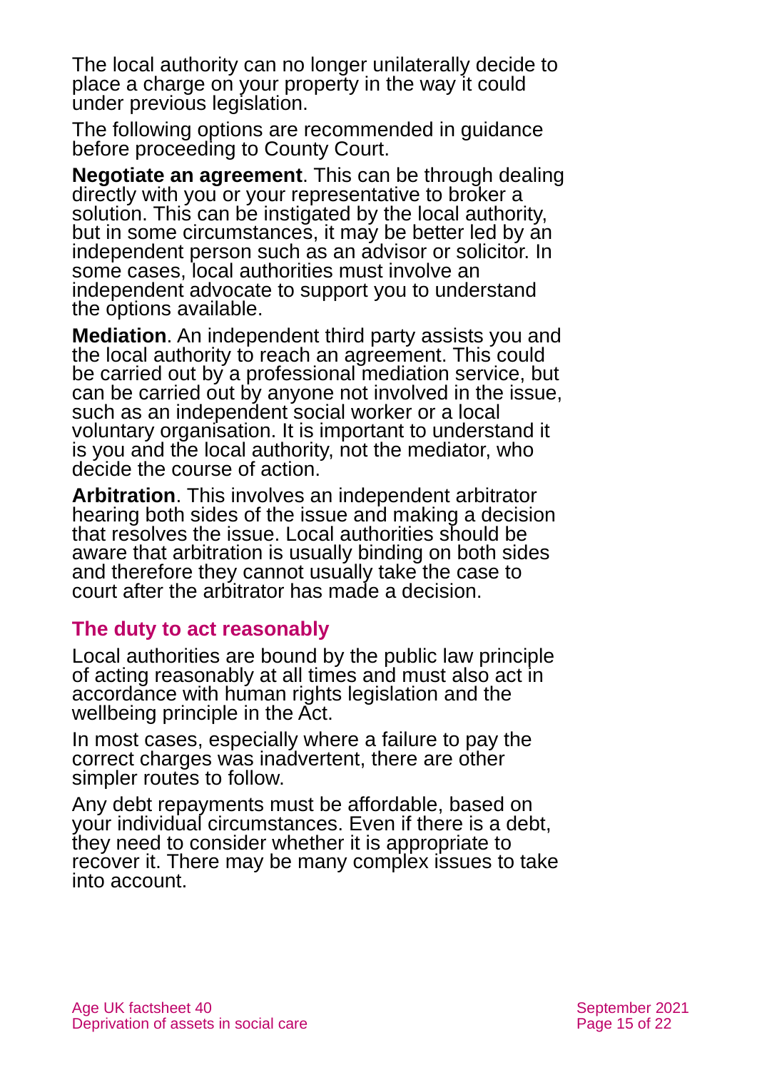The local authority can no longer unilaterally decide to place a charge on your property in the way it could under previous legislation.

The following options are recommended in guidance before proceeding to County Court.

**Negotiate an agreement**. This can be through dealing directly with you or your representative to broker a solution. This can be instigated by the local authority, but in some circumstances, it may be better led by an independent person such as an advisor or solicitor. In some cases, local authorities must involve an independent advocate to support you to understand the options available.

**Mediation**. An independent third party assists you and the local authority to reach an agreement. This could be carried out by a professional mediation service, but can be carried out by anyone not involved in the issue, such as an independent social worker or a local voluntary organisation. It is important to understand it is you and the local authority, not the mediator, who decide the course of action.

**Arbitration**. This involves an independent arbitrator hearing both sides of the issue and making a decision that resolves the issue. Local authorities should be aware that arbitration is usually binding on both sides and therefore they cannot usually take the case to court after the arbitrator has made a decision.

## The duty to act reasonably

Local authorities are bound by the public law principle of acting reasonably at all times and must also act in accordance with human rights legislation and the wellbeing principle in the Act.

In most cases, especially where a failure to pay the correct charges was inadvertent, there are other simpler routes to follow.

Any debt repayments must be affordable, based on your individual circumstances. Even if there is a debt, they need to consider whether it is appropriate to recover it. There may be many complex issues to take into account.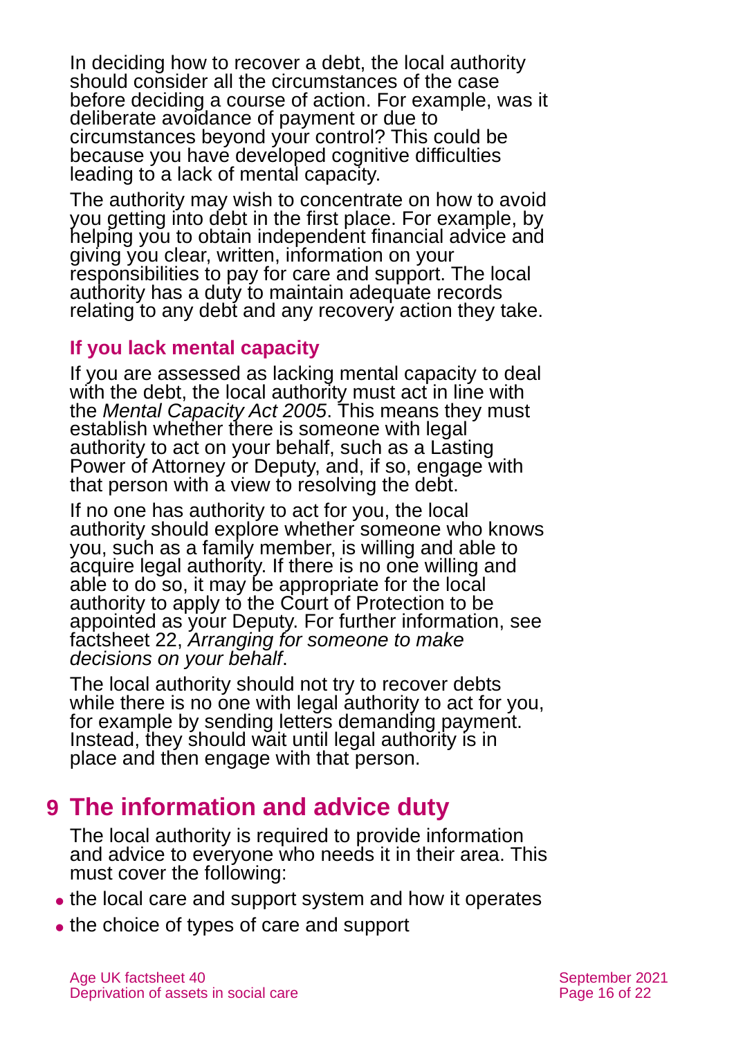In deciding how to recover a debt, the local authority should consider all the circumstances of the case before deciding a course of action. For example, was it deliberate avoidance of payment or due to circumstances beyond your control? This could be because you have developed cognitive difficulties leading to a lack of mental capacity.

The authority may wish to concentrate on how to avoid you getting into debt in the first place. For example, by helping you to obtain independent financial advice and giving you clear, written, information on your responsibilities to pay for care and support. The local authority has a duty to maintain adequate records relating to any debt and any recovery action they take.

### If you lack mental capacity

If you are assessed as lacking mental capacity to deal with the debt, the local authority must act in line with the *Mental Capacity Act 2005*. This means they must establish whether there is someone with legal authority to act on your behalf, such as a Lasting Power of Attorney or Deputy, and, if so, engage with that person with a view to resolving the debt.

If no one has authority to act for you, the local authority should explore whether someone who knows you, such as a family member, is willing and able to acquire legal authority. If there is no one willing and able to do so, it may be appropriate for the local authority to apply to the Court of Protection to be appointed as your Deputy. For further information, see factsheet 22, *Arranging for someone to make decisions on your behalf*.

The local authority should not try to recover debts while there is no one with legal authority to act for you, for example by sending letters demanding payment. Instead, they should wait until legal authority is in place and then engage with that person.

## 9 The information and advice duty

The local authority is required to provide information and advice to everyone who needs it in their area. This must cover the following:

- the local care and support system and how it operates
- the choice of types of care and support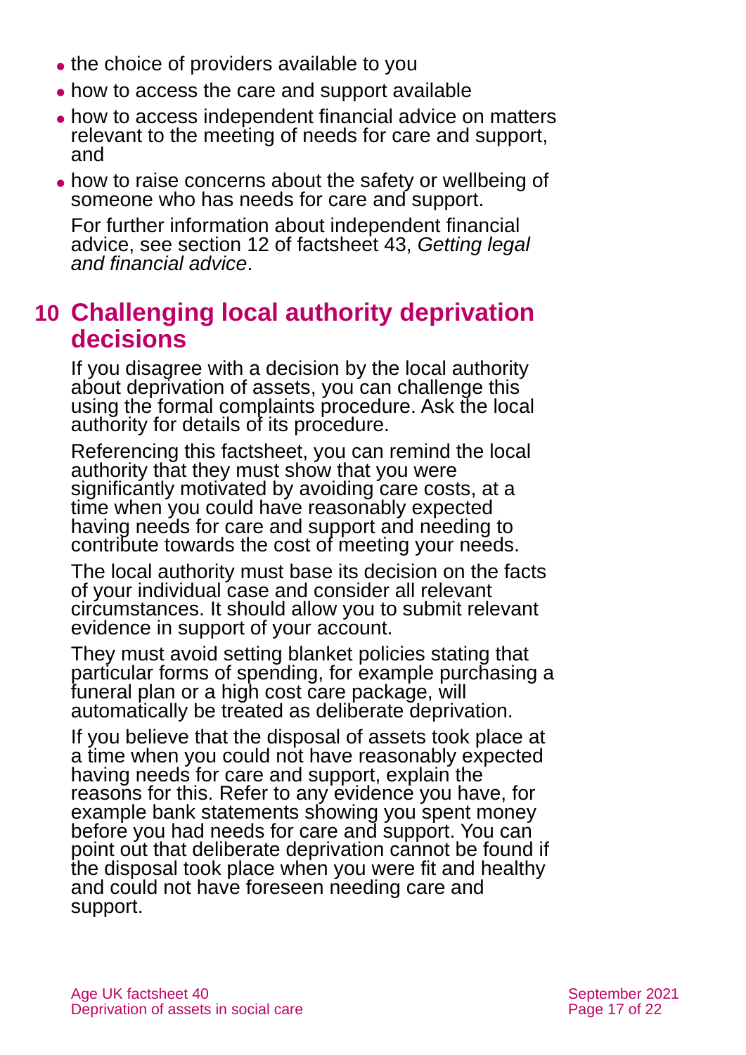- the choice of providers available to you
- how to access the care and support available
- how to access independent financial advice on matters relevant to the meeting of needs for care and support, and
- how to raise concerns about the safety or wellbeing of someone who has needs for care and support.

For further information about independent financial advice, see section 12 of factsheet 43, *Getting legal and financial advice*.

## 10 Challenging local authority deprivation decisions

If you disagree with a decision by the local authority about deprivation of assets, you can challenge this using the formal complaints procedure. Ask the local authority for details of its procedure.

Referencing this factsheet, you can remind the local authority that they must show that you were significantly motivated by avoiding care costs, at a time when you could have reasonably expected having needs for care and support and needing to contribute towards the cost of meeting your needs.

The local authority must base its decision on the facts of your individual case and consider all relevant circumstances. It should allow you to submit relevant evidence in support of your account.

They must avoid setting blanket policies stating that particular forms of spending, for example purchasing a funeral plan or a high cost care package, will automatically be treated as deliberate deprivation.

If you believe that the disposal of assets took place at a time when you could not have reasonably expected having needs for care and support, explain the reasons for this. Refer to any evidence you have, for example bank statements showing you spent money before you had needs for care and support. You can point out that deliberate deprivation cannot be found if the disposal took place when you were fit and healthy and could not have foreseen needing care and support.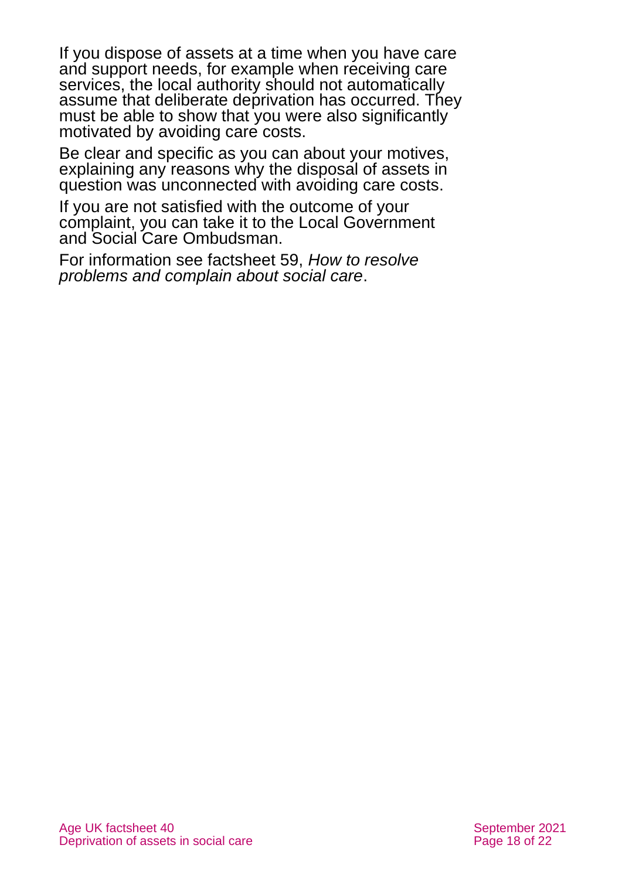If you dispose of assets at a time when you have care and support needs, for example when receiving care services, the local authority should not automatically assume that deliberate deprivation has occurred. They must be able to show that you were also significantly motivated by avoiding care costs.

Be clear and specific as you can about your motives, explaining any reasons why the disposal of assets in question was unconnected with avoiding care costs.

If you are not satisfied with the outcome of your complaint, you can take it to the Local Government and Social Care Ombudsman.

For information see factsheet 59, *How to resolve problems and complain about social care*.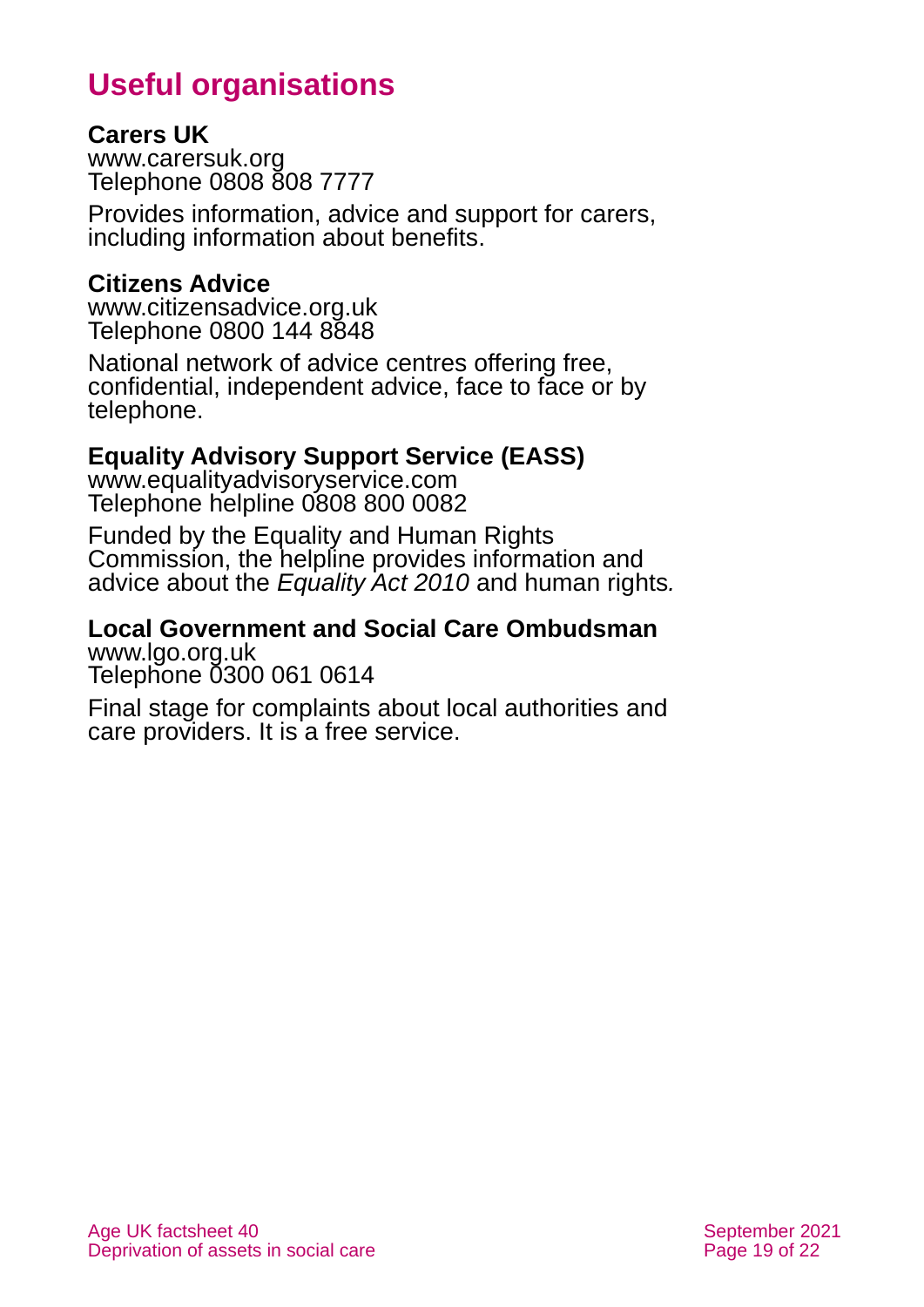# Useful organisations

**Carers UK**
www.carersuk.org
Telephone 0808 808 7777

Provides information, advice and support for carers, including information about benefits.

**Citizens Advice**
www.citizensadvice.org.uk
Telephone 0800 144 8848

National network of advice centres offering free, confidential, independent advice, face to face or by telephone.

**Equality Advisory Support Service (EASS)**
www.equalityadvisoryservice.com
Telephone helpline 0808 800 0082

Funded by the Equality and Human Rights Commission, the helpline provides information and advice about the *Equality Act 2010* and human rights.

**Local Government and Social Care Ombudsman**
www.lgo.org.uk
Telephone 0300 061 0614

Final stage for complaints about local authorities and care providers. It is a free service.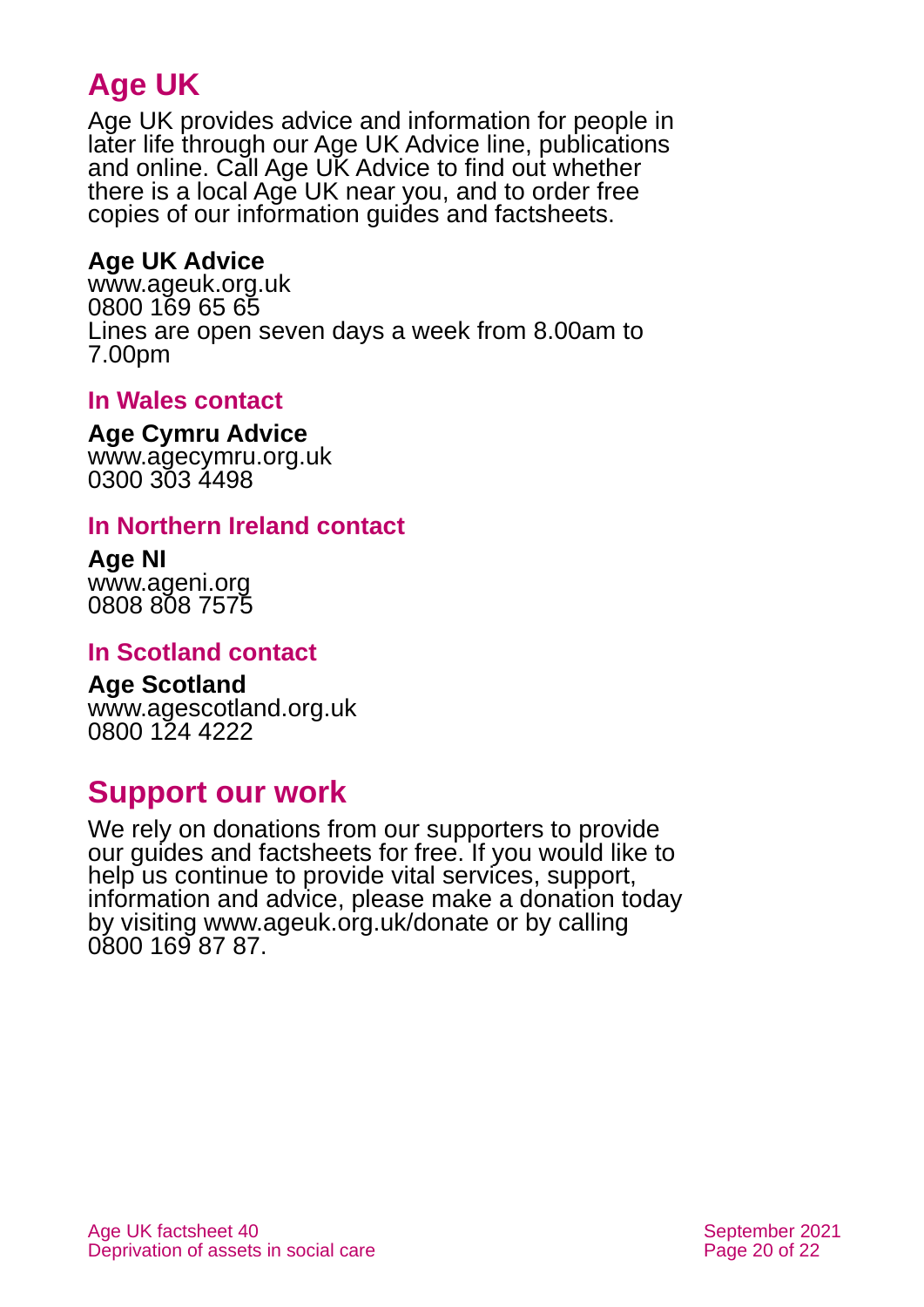# Age UK

Age UK provides advice and information for people in later life through our Age UK Advice line, publications and online. Call Age UK Advice to find out whether there is a local Age UK near you, and to order free copies of our information guides and factsheets.

**Age UK Advice**
www.ageuk.org.uk
0800 169 65 65
Lines are open seven days a week from 8.00am to 7.00pm

### In Wales contact

**Age Cymru Advice**
www.agecymru.org.uk
0300 303 4498

### In Northern Ireland contact

**Age NI**
www.ageni.org
0808 808 7575

### In Scotland contact

**Age Scotland**
www.agescotland.org.uk
0800 124 4222

# Support our work

We rely on donations from our supporters to provide our guides and factsheets for free. If you would like to help us continue to provide vital services, support, information and advice, please make a donation today by visiting www.ageuk.org.uk/donate or by calling 0800 169 87 87.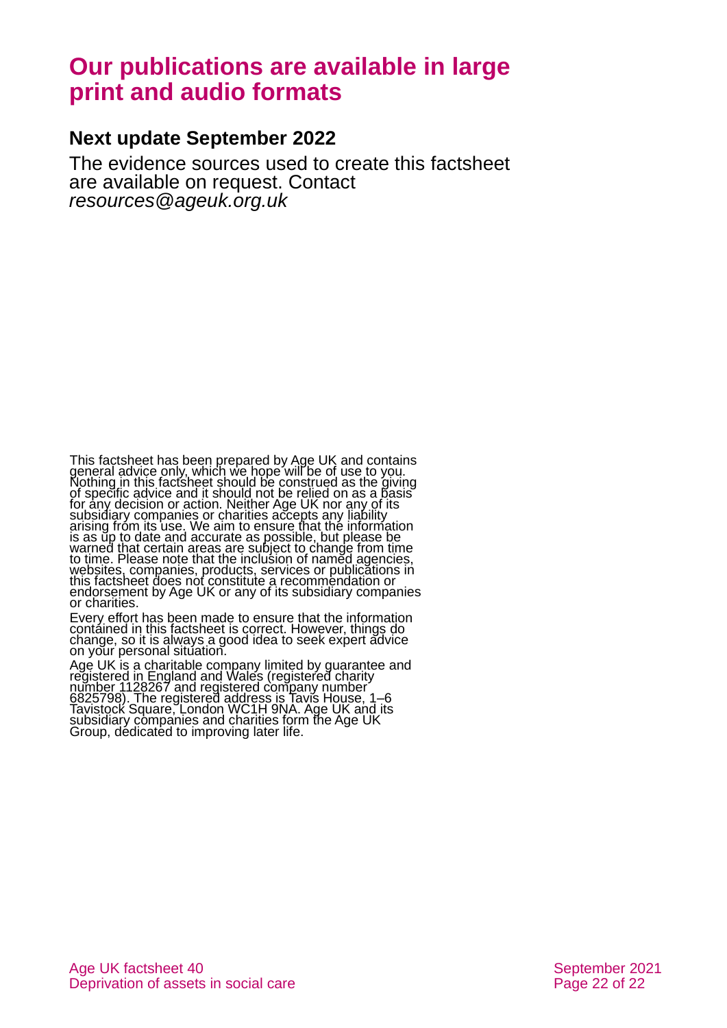## Our publications are available in large print and audio formats

### Next update September 2022

The evidence sources used to create this factsheet are available on request. Contact *resources@ageuk.org.uk*

This factsheet has been prepared by Age UK and contains general advice only, which we hope will be of use to you. Nothing in this factsheet should be construed as the giving of specific advice and it should not be relied on as a basis for any decision or action. Neither Age UK nor any of its subsidiary companies or charities accepts any liability arising from its use. We aim to ensure that the information is as up to date and accurate as possible, but please be warned that certain areas are subject to change from time to time. Please note that the inclusion of named agencies, websites, companies, products, services or publications in this factsheet does not constitute a recommendation or endorsement by Age UK or any of its subsidiary companies or charities.

Every effort has been made to ensure that the information contained in this factsheet is correct. However, things do change, so it is always a good idea to seek expert advice on your personal situation.

Age UK is a charitable company limited by guarantee and registered in England and Wales (registered charity number 1128267 and registered company number 6825798). The registered address is Tavis House, 1–6 Tavistock Square, London WC1H 9NA. Age UK and its subsidiary companies and charities form the Age UK Group, dedicated to improving later life.